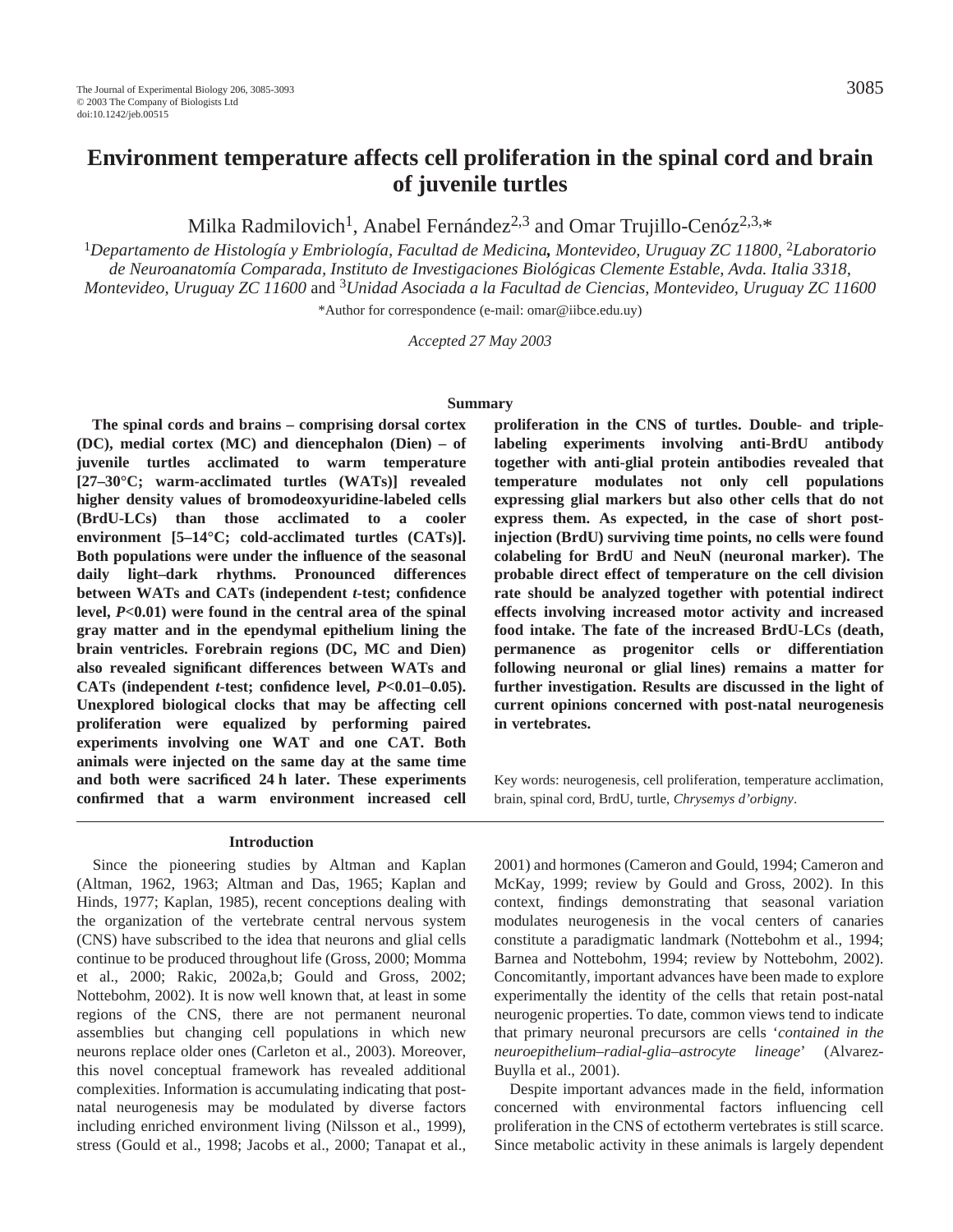# Environment temperature affects cell proliferation in the spinal cord and brain of juvenile turtles

Milka Radmilovich[1], Anabel Fernández[2,3] and Omar Trujillo-Cenóz[2,3,*]

[1]*Departamento de Histología y Embriología, Facultad de Medicina, Montevideo, Uruguay ZC 11800*, [2]*Laboratorio de Neuroanatomía Comparada, Instituto de Investigaciones Biológicas Clemente Estable, Avda. Italia 3318, Montevideo, Uruguay ZC 11600* and [3]*Unidad Asociada a la Facultad de Ciencias, Montevideo, Uruguay ZC 11600*

*Author for correspondence (e-mail: omar@iibce.edu.uy)

*Accepted 27 May 2003*

## Summary

**The spinal cords and brains – comprising dorsal cortex (DC), medial cortex (MC) and diencephalon (Dien) – of juvenile turtles acclimated to warm temperature [27–30°C; warm-acclimated turtles (WATs)] revealed higher density values of bromodeoxyuridine-labeled cells (BrdU-LCs) than those acclimated to a cooler environment [5–14°C; cold-acclimated turtles (CATs)]. Both populations were under the influence of the seasonal daily light–dark rhythms. Pronounced differences between WATs and CATs (independent *t*-test; confidence level, $P<0.01$) were found in the central area of the spinal gray matter and in the ependymal epithelium lining the brain ventricles. Forebrain regions (DC, MC and Dien) also revealed significant differences between WATs and CATs (independent *t*-test; confidence level, $P<0.01$–$0.05$). Unexplored biological clocks that may be affecting cell proliferation were equalized by performing paired experiments involving one WAT and one CAT. Both animals were injected on the same day at the same time and both were sacrificed 24 h later. These experiments confirmed that a warm environment increased cell proliferation in the CNS of turtles. Double- and triple-labeling experiments involving anti-BrdU antibody together with anti-glial protein antibodies revealed that temperature modulates not only cell populations expressing glial markers but also other cells that do not express them. As expected, in the case of short post-injection (BrdU) surviving time points, no cells were found colabeling for BrdU and NeuN (neuronal marker). The probable direct effect of temperature on the cell division rate should be analyzed together with potential indirect effects involving increased motor activity and increased food intake. The fate of the increased BrdU-LCs (death, permanence as progenitor cells or differentiation following neuronal or glial lines) remains a matter for further investigation. Results are discussed in the light of current opinions concerned with post-natal neurogenesis in vertebrates.**

Key words: neurogenesis, cell proliferation, temperature acclimation, brain, spinal cord, BrdU, turtle, *Chrysemys d'orbigny*.

## Introduction

Since the pioneering studies by Altman and Kaplan (Altman, 1962, 1963; Altman and Das, 1965; Kaplan and Hinds, 1977; Kaplan, 1985), recent conceptions dealing with the organization of the vertebrate central nervous system (CNS) have subscribed to the idea that neurons and glial cells continue to be produced throughout life (Gross, 2000; Momma et al., 2000; Rakic, 2002a,b; Gould and Gross, 2002; Nottebohm, 2002). It is now well known that, at least in some regions of the CNS, there are not permanent neuronal assemblies but changing cell populations in which new neurons replace older ones (Carleton et al., 2003). Moreover, this novel conceptual framework has revealed additional complexities. Information is accumulating indicating that post-natal neurogenesis may be modulated by diverse factors including enriched environment living (Nilsson et al., 1999), stress (Gould et al., 1998; Jacobs et al., 2000; Tanapat et al., 2001) and hormones (Cameron and Gould, 1994; Cameron and McKay, 1999; review by Gould and Gross, 2002). In this context, findings demonstrating that seasonal variation modulates neurogenesis in the vocal centers of canaries constitute a paradigmatic landmark (Nottebohm et al., 1994; Barnea and Nottebohm, 1994; review by Nottebohm, 2002). Concomitantly, important advances have been made to explore experimentally the identity of the cells that retain post-natal neurogenic properties. To date, common views tend to indicate that primary neuronal precursors are cells '*contained in the neuroepithelium–radial-glia–astrocyte lineage*' (Alvarez-Buylla et al., 2001).

Despite important advances made in the field, information concerned with environmental factors influencing cell proliferation in the CNS of ectotherm vertebrates is still scarce. Since metabolic activity in these animals is largely dependent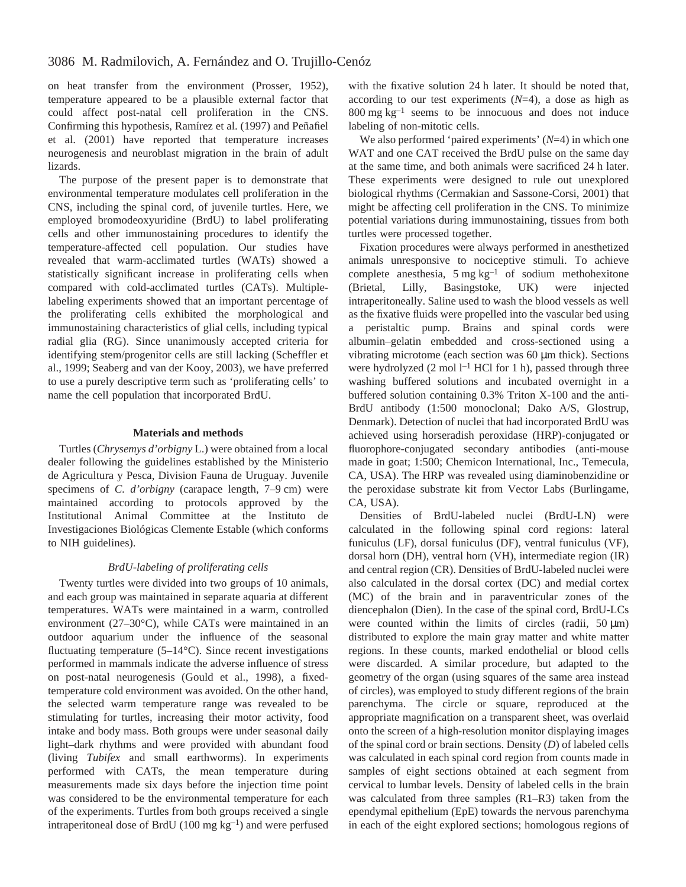on heat transfer from the environment (Prosser, 1952), temperature appeared to be a plausible external factor that could affect post-natal cell proliferation in the CNS. Confirming this hypothesis, Ramírez et al. (1997) and Peñafiel et al. (2001) have reported that temperature increases neurogenesis and neuroblast migration in the brain of adult lizards.

The purpose of the present paper is to demonstrate that environmental temperature modulates cell proliferation in the CNS, including the spinal cord, of juvenile turtles. Here, we employed bromodeoxyuridine (BrdU) to label proliferating cells and other immunostaining procedures to identify the temperature-affected cell population. Our studies have revealed that warm-acclimated turtles (WATs) showed a statistically significant increase in proliferating cells when compared with cold-acclimated turtles (CATs). Multiple-labeling experiments showed that an important percentage of the proliferating cells exhibited the morphological and immunostaining characteristics of glial cells, including typical radial glia (RG). Since unanimously accepted criteria for identifying stem/progenitor cells are still lacking (Scheffler et al., 1999; Seaberg and van der Kooy, 2003), we have preferred to use a purely descriptive term such as 'proliferating cells' to name the cell population that incorporated BrdU.

## Materials and methods

Turtles (*Chrysemys d'orbigny* L.) were obtained from a local dealer following the guidelines established by the Ministerio de Agricultura y Pesca, Division Fauna de Uruguay. Juvenile specimens of *C. d'orbigny* (carapace length, 7–9 cm) were maintained according to protocols approved by the Institutional Animal Committee at the Instituto de Investigaciones Biológicas Clemente Estable (which conforms to NIH guidelines).

### *BrdU-labeling of proliferating cells*

Twenty turtles were divided into two groups of 10 animals, and each group was maintained in separate aquaria at different temperatures. WATs were maintained in a warm, controlled environment (27–30°C), while CATs were maintained in an outdoor aquarium under the influence of the seasonal fluctuating temperature (5–14°C). Since recent investigations performed in mammals indicate the adverse influence of stress on post-natal neurogenesis (Gould et al., 1998), a fixed-temperature cold environment was avoided. On the other hand, the selected warm temperature range was revealed to be stimulating for turtles, increasing their motor activity, food intake and body mass. Both groups were under seasonal daily light–dark rhythms and were provided with abundant food (living *Tubifex* and small earthworms). In experiments performed with CATs, the mean temperature during measurements made six days before the injection time point was considered to be the environmental temperature for each of the experiments. Turtles from both groups received a single intraperitoneal dose of BrdU (100 mg $kg^{-1}$) and were perfused with the fixative solution 24 h later. It should be noted that, according to our test experiments (*N*=4), a dose as high as 800 mg $kg^{-1}$ seems to be innocuous and does not induce labeling of non-mitotic cells.

We also performed 'paired experiments' (*N*=4) in which one WAT and one CAT received the BrdU pulse on the same day at the same time, and both animals were sacrificed 24 h later. These experiments were designed to rule out unexplored biological rhythms (Cermakian and Sassone-Corsi, 2001) that might be affecting cell proliferation in the CNS. To minimize potential variations during immunostaining, tissues from both turtles were processed together.

Fixation procedures were always performed in anesthetized animals unresponsive to nociceptive stimuli. To achieve complete anesthesia, 5 mg $kg^{-1}$ of sodium methohexitone (Brietal, Lilly, Basingstoke, UK) were injected intraperitoneally. Saline used to wash the blood vessels as well as the fixative fluids were propelled into the vascular bed using a peristaltic pump. Brains and spinal cords were albumin–gelatin embedded and cross-sectioned using a vibrating microtome (each section was 60 μm thick). Sections were hydrolyzed (2 mol $l^{-1}$ HCl for 1 h), passed through three washing buffered solutions and incubated overnight in a buffered solution containing 0.3% Triton X-100 and the anti-BrdU antibody (1:500 monoclonal; Dako A/S, Glostrup, Denmark). Detection of nuclei that had incorporated BrdU was achieved using horseradish peroxidase (HRP)-conjugated or fluorophore-conjugated secondary antibodies (anti-mouse made in goat; 1:500; Chemicon International, Inc., Temecula, CA, USA). The HRP was revealed using diaminobenzidine or the peroxidase substrate kit from Vector Labs (Burlingame, CA, USA).

Densities of BrdU-labeled nuclei (BrdU-LN) were calculated in the following spinal cord regions: lateral funiculus (LF), dorsal funiculus (DF), ventral funiculus (VF), dorsal horn (DH), ventral horn (VH), intermediate region (IR) and central region (CR). Densities of BrdU-labeled nuclei were also calculated in the dorsal cortex (DC) and medial cortex (MC) of the brain and in paraventricular zones of the diencephalon (Dien). In the case of the spinal cord, BrdU-LCs were counted within the limits of circles (radii, 50 μm) distributed to explore the main gray matter and white matter regions. In these counts, marked endothelial or blood cells were discarded. A similar procedure, but adapted to the geometry of the organ (using squares of the same area instead of circles), was employed to study different regions of the brain parenchyma. The circle or square, reproduced at the appropriate magnification on a transparent sheet, was overlaid onto the screen of a high-resolution monitor displaying images of the spinal cord or brain sections. Density (*D*) of labeled cells was calculated in each spinal cord region from counts made in samples of eight sections obtained at each segment from cervical to lumbar levels. Density of labeled cells in the brain was calculated from three samples (R1–R3) taken from the ependymal epithelium (EpE) towards the nervous parenchyma in each of the eight explored sections; homologous regions of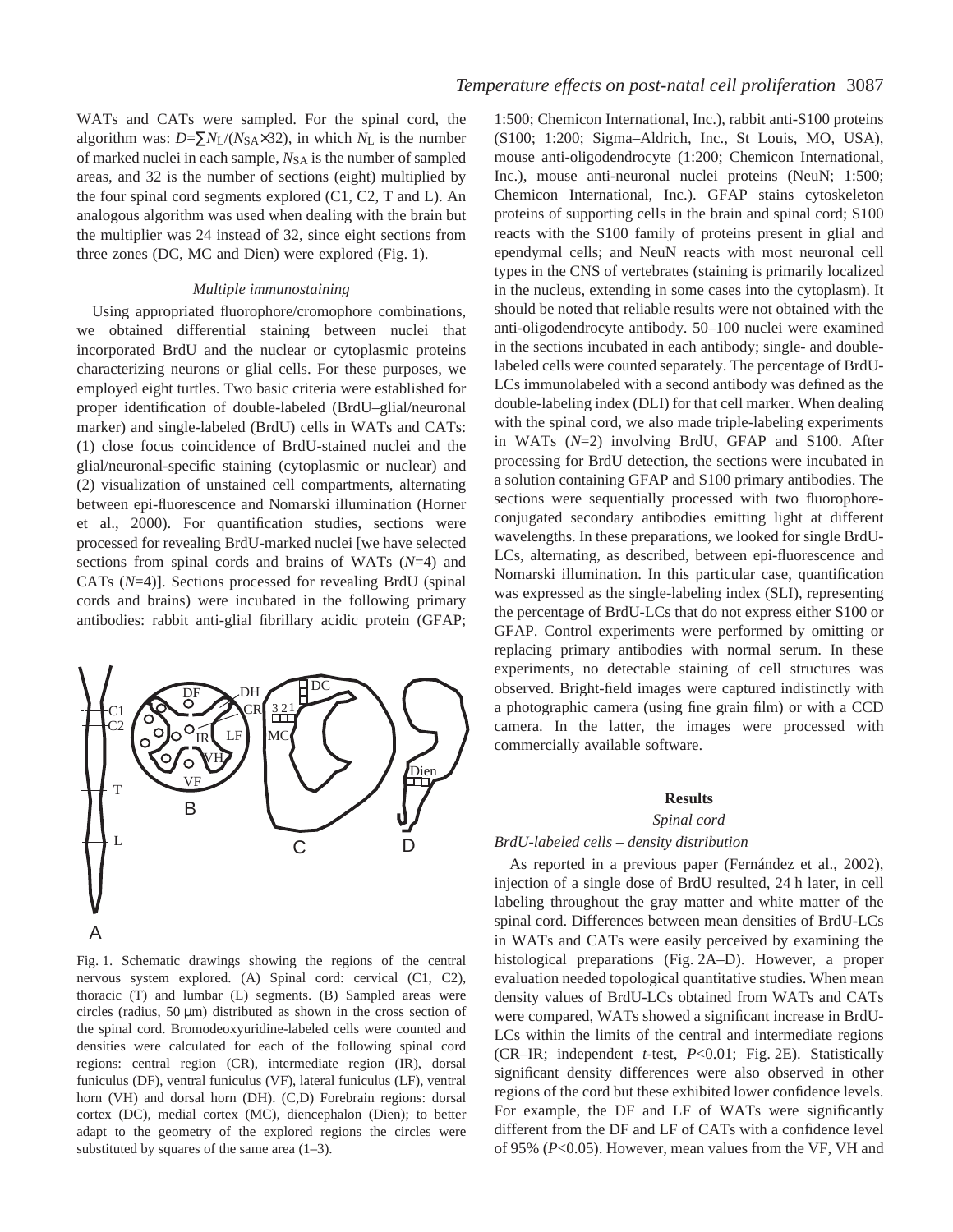WATs and CATs were sampled. For the spinal cord, the algorithm was: $D=\sum N_L/(N_{SA}\times 32)$, in which $N_L$ is the number of marked nuclei in each sample, $N_{SA}$ is the number of sampled areas, and 32 is the number of sections (eight) multiplied by the four spinal cord segments explored (C1, C2, T and L). An analogous algorithm was used when dealing with the brain but the multiplier was 24 instead of 32, since eight sections from three zones (DC, MC and Dien) were explored (Fig. 1).

### *Multiple immunostaining*

Using appropriated fluorophore/cromophore combinations, we obtained differential staining between nuclei that incorporated BrdU and the nuclear or cytoplasmic proteins characterizing neurons or glial cells. For these purposes, we employed eight turtles. Two basic criteria were established for proper identification of double-labeled (BrdU–glial/neuronal marker) and single-labeled (BrdU) cells in WATs and CATs: (1) close focus coincidence of BrdU-stained nuclei and the glial/neuronal-specific staining (cytoplasmic or nuclear) and (2) visualization of unstained cell compartments, alternating between epi-fluorescence and Nomarski illumination (Horner et al., 2000). For quantification studies, sections were processed for revealing BrdU-marked nuclei [we have selected sections from spinal cords and brains of WATs ($N$=4) and CATs ($N$=4)]. Sections processed for revealing BrdU (spinal cords and brains) were incubated in the following primary antibodies: rabbit anti-glial fibrillary acidic protein (GFAP; 1:500; Chemicon International, Inc.), rabbit anti-S100 proteins (S100; 1:200; Sigma–Aldrich, Inc., St Louis, MO, USA), mouse anti-oligodendrocyte (1:200; Chemicon International, Inc.), mouse anti-neuronal nuclei proteins (NeuN; 1:500; Chemicon International, Inc.). GFAP stains cytoskeleton proteins of supporting cells in the brain and spinal cord; S100 reacts with the S100 family of proteins present in glial and ependymal cells; and NeuN reacts with most neuronal cell types in the CNS of vertebrates (staining is primarily localized in the nucleus, extending in some cases into the cytoplasm). It should be noted that reliable results were not obtained with the anti-oligodendrocyte antibody. 50–100 nuclei were examined in the sections incubated in each antibody; single- and double-labeled cells were counted separately. The percentage of BrdU-LCs immunolabeled with a second antibody was defined as the double-labeling index (DLI) for that cell marker. When dealing with the spinal cord, we also made triple-labeling experiments in WATs ($N$=2) involving BrdU, GFAP and S100. After processing for BrdU detection, the sections were incubated in a solution containing GFAP and S100 primary antibodies. The sections were sequentially processed with two fluorophore-conjugated secondary antibodies emitting light at different wavelengths. In these preparations, we looked for single BrdU-LCs, alternating, as described, between epi-fluorescence and Nomarski illumination. In this particular case, quantification was expressed as the single-labeling index (SLI), representing the percentage of BrdU-LCs that do not express either S100 or GFAP. Control experiments were performed by omitting or replacing primary antibodies with normal serum. In these experiments, no detectable staining of cell structures was observed. Bright-field images were captured indistinctly with a photographic camera (using fine grain film) or with a CCD camera. In the latter, the images were processed with commercially available software.

Fig. 1. Schematic drawings showing the regions of the central nervous system explored. (A) Spinal cord: cervical (C1, C2), thoracic (T) and lumbar (L) segments. (B) Sampled areas were circles (radius, 50 µm) distributed as shown in the cross section of the spinal cord. Bromodeoxyuridine-labeled cells were counted and densities were calculated for each of the following spinal cord regions: central region (CR), intermediate region (IR), dorsal funiculus (DF), ventral funiculus (VF), lateral funiculus (LF), ventral horn (VH) and dorsal horn (DH). (C,D) Forebrain regions: dorsal cortex (DC), medial cortex (MC), diencephalon (Dien); to better adapt to the geometry of the explored regions the circles were substituted by squares of the same area (1–3).

## Results

### *Spinal cord*

#### *BrdU-labeled cells – density distribution*

As reported in a previous paper (Fernández et al., 2002), injection of a single dose of BrdU resulted, 24 h later, in cell labeling throughout the gray matter and white matter of the spinal cord. Differences between mean densities of BrdU-LCs in WATs and CATs were easily perceived by examining the histological preparations (Fig. 2A–D). However, a proper evaluation needed topological quantitative studies. When mean density values of BrdU-LCs obtained from WATs and CATs were compared, WATs showed a significant increase in BrdU-LCs within the limits of the central and intermediate regions (CR–IR; independent $t$-test, $P<0.01$; Fig. 2E). Statistically significant density differences were also observed in other regions of the cord but these exhibited lower confidence levels. For example, the DF and LF of WATs were significantly different from the DF and LF of CATs with a confidence level of 95% ($P<0.05$). However, mean values from the VF, VH and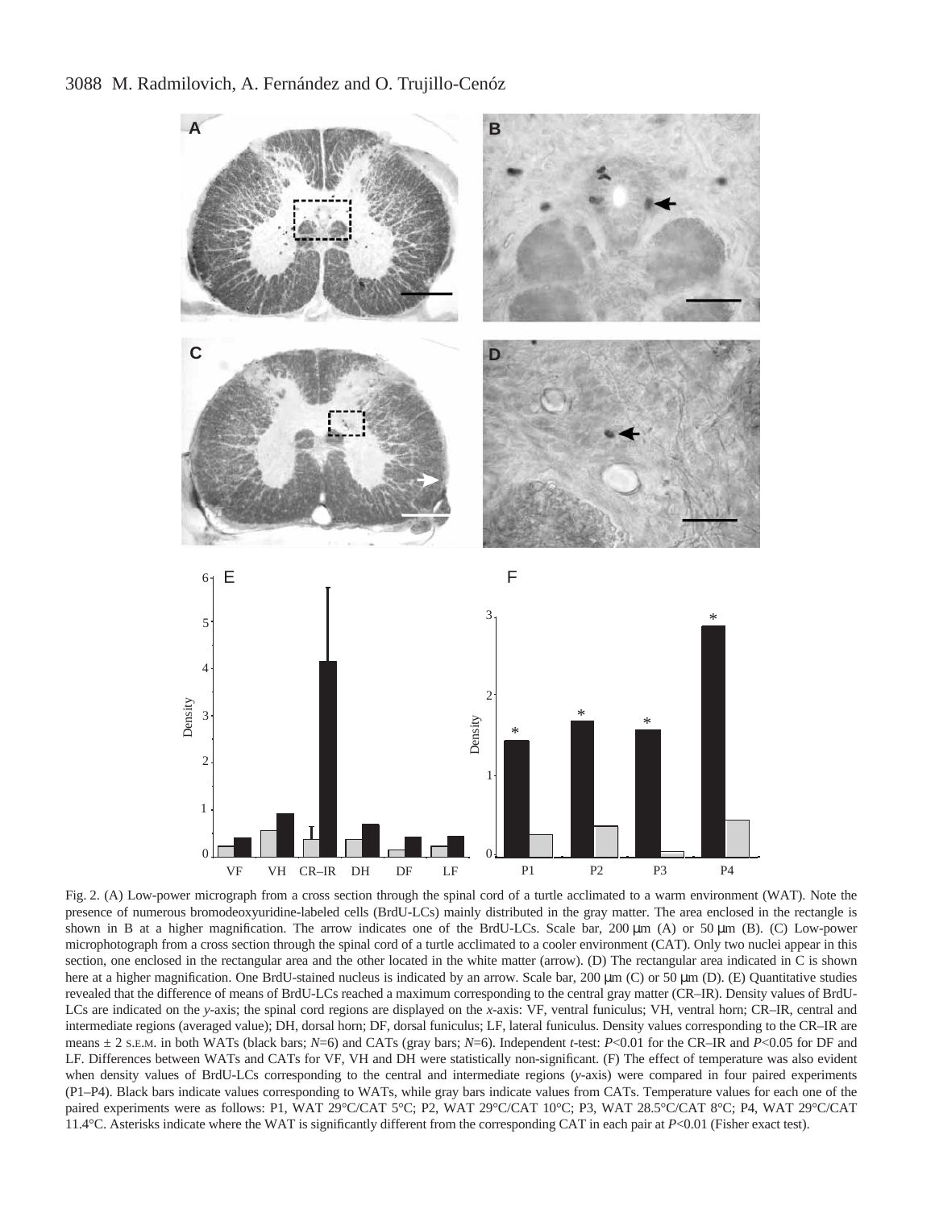Fig. 2. (A) Low-power micrograph from a cross section through the spinal cord of a turtle acclimated to a warm environment (WAT). Note the presence of numerous bromodeoxyuridine-labeled cells (BrdU-LCs) mainly distributed in the gray matter. The area enclosed in the rectangle is shown in B at a higher magnification. The arrow indicates one of the BrdU-LCs. Scale bar, 200 μm (A) or 50 μm (B). (C) Low-power microphotograph from a cross section through the spinal cord of a turtle acclimated to a cooler environment (CAT). Only two nuclei appear in this section, one enclosed in the rectangular area and the other located in the white matter (arrow). (D) The rectangular area indicated in C is shown here at a higher magnification. One BrdU-stained nucleus is indicated by an arrow. Scale bar, 200 μm (C) or 50 μm (D). (E) Quantitative studies revealed that the difference of means of BrdU-LCs reached a maximum corresponding to the central gray matter (CR–IR). Density values of BrdU-LCs are indicated on the *y*-axis; the spinal cord regions are displayed on the *x*-axis: VF, ventral funiculus; VH, ventral horn; CR–IR, central and intermediate regions (averaged value); DH, dorsal horn; DF, dorsal funiculus; LF, lateral funiculus. Density values corresponding to the CR–IR are means ± 2 S.E.M. in both WATs (black bars; $N$=6) and CATs (gray bars; $N$=6). Independent $t$-test: $P<0.01$ for the CR–IR and $P<0.05$ for DF and LF. Differences between WATs and CATs for VF, VH and DH were statistically non-significant. (F) The effect of temperature was also evident when density values of BrdU-LCs corresponding to the central and intermediate regions (*y*-axis) were compared in four paired experiments (P1–P4). Black bars indicate values corresponding to WATs, while gray bars indicate values from CATs. Temperature values for each one of the paired experiments were as follows: P1, WAT 29°C/CAT 5°C; P2, WAT 29°C/CAT 10°C; P3, WAT 28.5°C/CAT 8°C; P4, WAT 29°C/CAT 11.4°C. Asterisks indicate where the WAT is significantly different from the corresponding CAT in each pair at $P<0.01$ (Fisher exact test).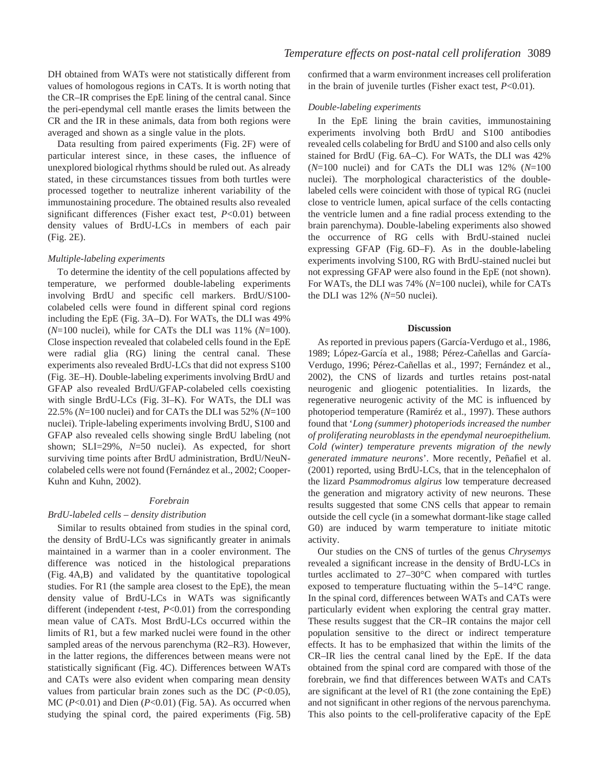DH obtained from WATs were not statistically different from values of homologous regions in CATs. It is worth noting that the CR–IR comprises the EpE lining of the central canal. Since the peri-ependymal cell mantle erases the limits between the CR and the IR in these animals, data from both regions were averaged and shown as a single value in the plots.

Data resulting from paired experiments (Fig. 2F) were of particular interest since, in these cases, the influence of unexplored biological rhythms should be ruled out. As already stated, in these circumstances tissues from both turtles were processed together to neutralize inherent variability of the immunostaining procedure. The obtained results also revealed significant differences (Fisher exact test, $P<0.01$) between density values of BrdU-LCs in members of each pair (Fig. 2E).

### *Multiple-labeling experiments*

To determine the identity of the cell populations affected by temperature, we performed double-labeling experiments involving BrdU and specific cell markers. BrdU/S100-colabeled cells were found in different spinal cord regions including the EpE (Fig. 3A–D). For WATs, the DLI was 49% ($N$=100 nuclei), while for CATs the DLI was 11% ($N$=100). Close inspection revealed that colabeled cells found in the EpE were radial glia (RG) lining the central canal. These experiments also revealed BrdU-LCs that did not express S100 (Fig. 3E–H). Double-labeling experiments involving BrdU and GFAP also revealed BrdU/GFAP-colabeled cells coexisting with single BrdU-LCs (Fig. 3I–K). For WATs, the DLI was 22.5% ($N$=100 nuclei) and for CATs the DLI was 52% ($N$=100 nuclei). Triple-labeling experiments involving BrdU, S100 and GFAP also revealed cells showing single BrdU labeling (not shown; SLI=29%, $N$=50 nuclei). As expected, for short surviving time points after BrdU administration, BrdU/NeuN-colabeled cells were not found (Fernández et al., 2002; Cooper-Kuhn and Kuhn, 2002).

## *Forebrain*

### *BrdU-labeled cells – density distribution*

Similar to results obtained from studies in the spinal cord, the density of BrdU-LCs was significantly greater in animals maintained in a warmer than in a cooler environment. The difference was noticed in the histological preparations (Fig. 4A,B) and validated by the quantitative topological studies. For R1 (the sample area closest to the EpE), the mean density value of BrdU-LCs in WATs was significantly different (independent *t*-test, $P<0.01$) from the corresponding mean value of CATs. Most BrdU-LCs occurred within the limits of R1, but a few marked nuclei were found in the other sampled areas of the nervous parenchyma (R2–R3). However, in the latter regions, the differences between means were not statistically significant (Fig. 4C). Differences between WATs and CATs were also evident when comparing mean density values from particular brain zones such as the DC ($P<0.05$), MC ($P<0.01$) and Dien ($P<0.01$) (Fig. 5A). As occurred when studying the spinal cord, the paired experiments (Fig. 5B) confirmed that a warm environment increases cell proliferation in the brain of juvenile turtles (Fisher exact test, $P<0.01$).

### *Double-labeling experiments*

In the EpE lining the brain cavities, immunostaining experiments involving both BrdU and S100 antibodies revealed cells colabeling for BrdU and S100 and also cells only stained for BrdU (Fig. 6A–C). For WATs, the DLI was 42% ($N$=100 nuclei) and for CATs the DLI was 12% ($N$=100 nuclei). The morphological characteristics of the double-labeled cells were coincident with those of typical RG (nuclei close to ventricle lumen, apical surface of the cells contacting the ventricle lumen and a fine radial process extending to the brain parenchyma). Double-labeling experiments also showed the occurrence of RG cells with BrdU-stained nuclei expressing GFAP (Fig. 6D–F). As in the double-labeling experiments involving S100, RG with BrdU-stained nuclei but not expressing GFAP were also found in the EpE (not shown). For WATs, the DLI was 74% ($N$=100 nuclei), while for CATs the DLI was 12% ($N$=50 nuclei).

## Discussion

As reported in previous papers (García-Verdugo et al., 1986, 1989; López-García et al., 1988; Pérez-Cañellas and García-Verdugo, 1996; Pérez-Cañellas et al., 1997; Fernández et al., 2002), the CNS of lizards and turtles retains post-natal neurogenic and gliogenic potentialities. In lizards, the regenerative neurogenic activity of the MC is influenced by photoperiod temperature (Ramiréz et al., 1997). These authors found that '*Long (summer) photoperiods increased the number of proliferating neuroblasts in the ependymal neuroepithelium. Cold (winter) temperature prevents migration of the newly generated immature neurons*'. More recently, Peñafiel et al. (2001) reported, using BrdU-LCs, that in the telencephalon of the lizard *Psammodromus algirus* low temperature decreased the generation and migratory activity of new neurons. These results suggested that some CNS cells that appear to remain outside the cell cycle (in a somewhat dormant-like stage called G0) are induced by warm temperature to initiate mitotic activity.

Our studies on the CNS of turtles of the genus *Chrysemys* revealed a significant increase in the density of BrdU-LCs in turtles acclimated to 27–30°C when compared with turtles exposed to temperature fluctuating within the 5–14°C range. In the spinal cord, differences between WATs and CATs were particularly evident when exploring the central gray matter. These results suggest that the CR–IR contains the major cell population sensitive to the direct or indirect temperature effects. It has to be emphasized that within the limits of the CR–IR lies the central canal lined by the EpE. If the data obtained from the spinal cord are compared with those of the forebrain, we find that differences between WATs and CATs are significant at the level of R1 (the zone containing the EpE) and not significant in other regions of the nervous parenchyma. This also points to the cell-proliferative capacity of the EpE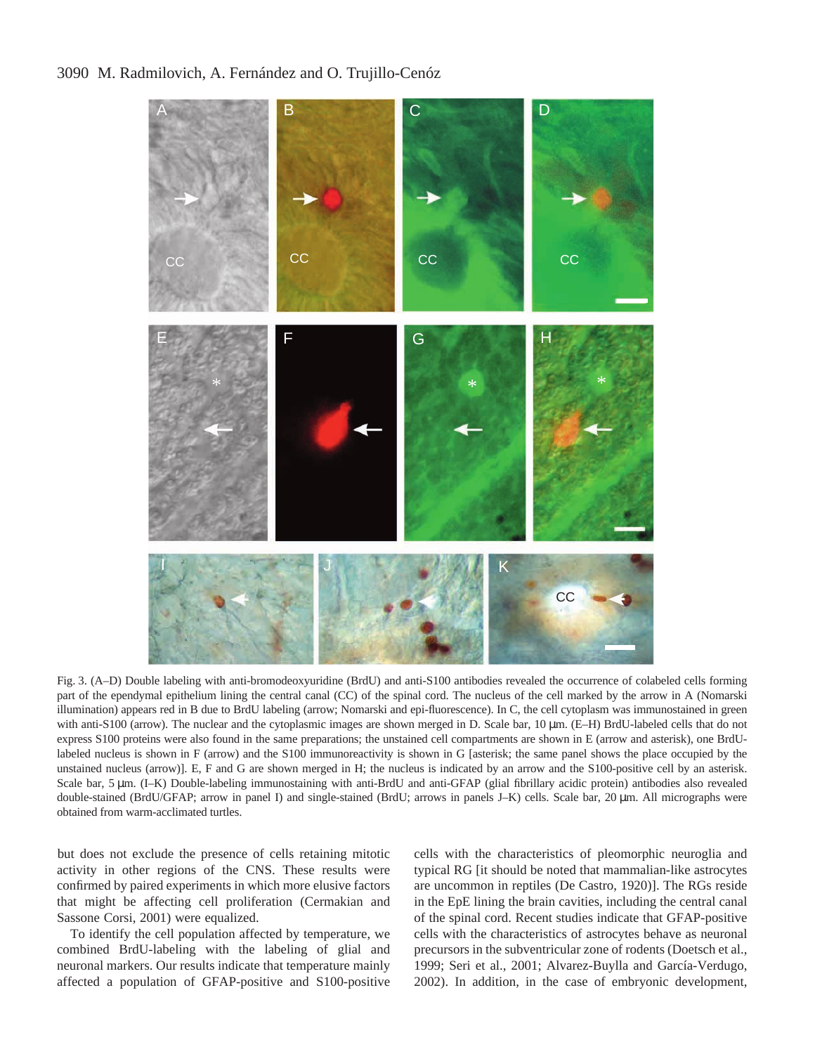Fig. 3. (A–D) Double labeling with anti-bromodeoxyuridine (BrdU) and anti-S100 antibodies revealed the occurrence of colabeled cells forming part of the ependymal epithelium lining the central canal (CC) of the spinal cord. The nucleus of the cell marked by the arrow in A (Nomarski illumination) appears red in B due to BrdU labeling (arrow; Nomarski and epi-fluorescence). In C, the cell cytoplasm was immunostained in green with anti-S100 (arrow). The nuclear and the cytoplasmic images are shown merged in D. Scale bar, 10 µm. (E–H) BrdU-labeled cells that do not express S100 proteins were also found in the same preparations; the unstained cell compartments are shown in E (arrow and asterisk), one BrdU-labeled nucleus is shown in F (arrow) and the S100 immunoreactivity is shown in G [asterisk; the same panel shows the place occupied by the unstained nucleus (arrow)]. E, F and G are shown merged in H; the nucleus is indicated by an arrow and the S100-positive cell by an asterisk. Scale bar, 5 µm. (I–K) Double-labeling immunostaining with anti-BrdU and anti-GFAP (glial fibrillary acidic protein) antibodies also revealed double-stained (BrdU/GFAP; arrow in panel I) and single-stained (BrdU; arrows in panels J–K) cells. Scale bar, 20 µm. All micrographs were obtained from warm-acclimated turtles.

but does not exclude the presence of cells retaining mitotic activity in other regions of the CNS. These results were confirmed by paired experiments in which more elusive factors that might be affecting cell proliferation (Cermakian and Sassone Corsi, 2001) were equalized.

To identify the cell population affected by temperature, we combined BrdU-labeling with the labeling of glial and neuronal markers. Our results indicate that temperature mainly affected a population of GFAP-positive and S100-positive cells with the characteristics of pleomorphic neuroglia and typical RG [it should be noted that mammalian-like astrocytes are uncommon in reptiles (De Castro, 1920)]. The RGs reside in the EpE lining the brain cavities, including the central canal of the spinal cord. Recent studies indicate that GFAP-positive cells with the characteristics of astrocytes behave as neuronal precursors in the subventricular zone of rodents (Doetsch et al., 1999; Seri et al., 2001; Alvarez-Buylla and García-Verdugo, 2002). In addition, in the case of embryonic development,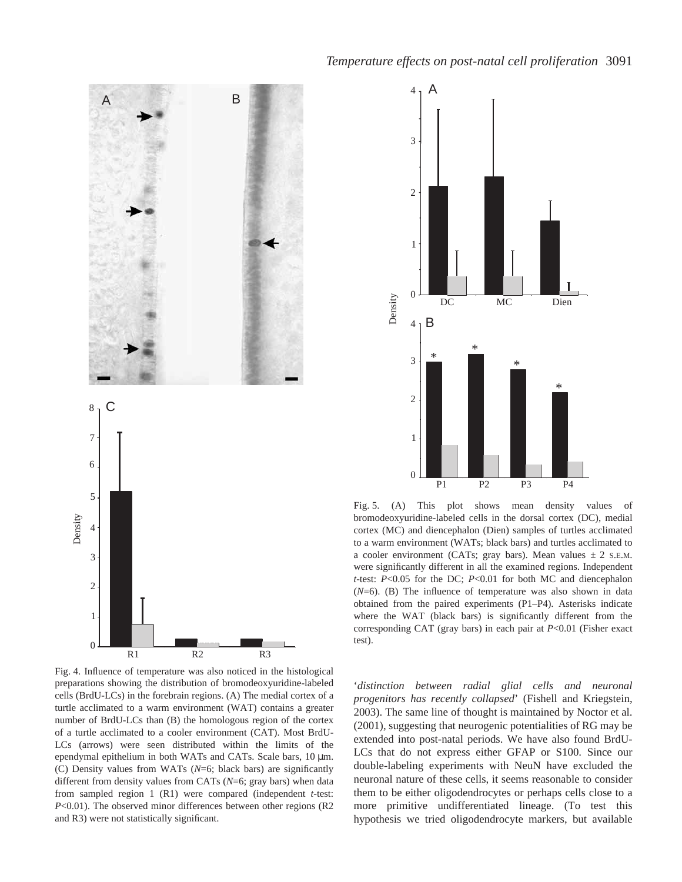Fig. 4. Influence of temperature was also noticed in the histological preparations showing the distribution of bromodeoxyuridine-labeled cells (BrdU-LCs) in the forebrain regions. (A) The medial cortex of a turtle acclimated to a warm environment (WAT) contains a greater number of BrdU-LCs than (B) the homologous region of the cortex of a turtle acclimated to a cooler environment (CAT). Most BrdU-LCs (arrows) were seen distributed within the limits of the ependymal epithelium in both WATs and CATs. Scale bars, 10 μm. (C) Density values from WATs ($N$=6; black bars) are significantly different from density values from CATs ($N$=6; gray bars) when data from sampled region 1 (R1) were compared (independent $t$-test: $P$<0.01). The observed minor differences between other regions (R2 and R3) were not statistically significant.

Fig. 5. (A) This plot shows mean density values of bromodeoxyuridine-labeled cells in the dorsal cortex (DC), medial cortex (MC) and diencephalon (Dien) samples of turtles acclimated to a warm environment (WATs; black bars) and turtles acclimated to a cooler environment (CATs; gray bars). Mean values ± 2 S.E.M. were significantly different in all the examined regions. Independent $t$-test: $P$<0.05 for the DC; $P$<0.01 for both MC and diencephalon ($N$=6). (B) The influence of temperature was also shown in data obtained from the paired experiments (P1–P4). Asterisks indicate where the WAT (black bars) is significantly different from the corresponding CAT (gray bars) in each pair at $P$<0.01 (Fisher exact test).

'*distinction between radial glial cells and neuronal progenitors has recently collapsed*' (Fishell and Kriegstein, 2003). The same line of thought is maintained by Noctor et al. (2001), suggesting that neurogenic potentialities of RG may be extended into post-natal periods. We have also found BrdU-LCs that do not express either GFAP or S100. Since our double-labeling experiments with NeuN have excluded the neuronal nature of these cells, it seems reasonable to consider them to be either oligodendrocytes or perhaps cells close to a more primitive undifferentiated lineage. (To test this hypothesis we tried oligodendrocyte markers, but available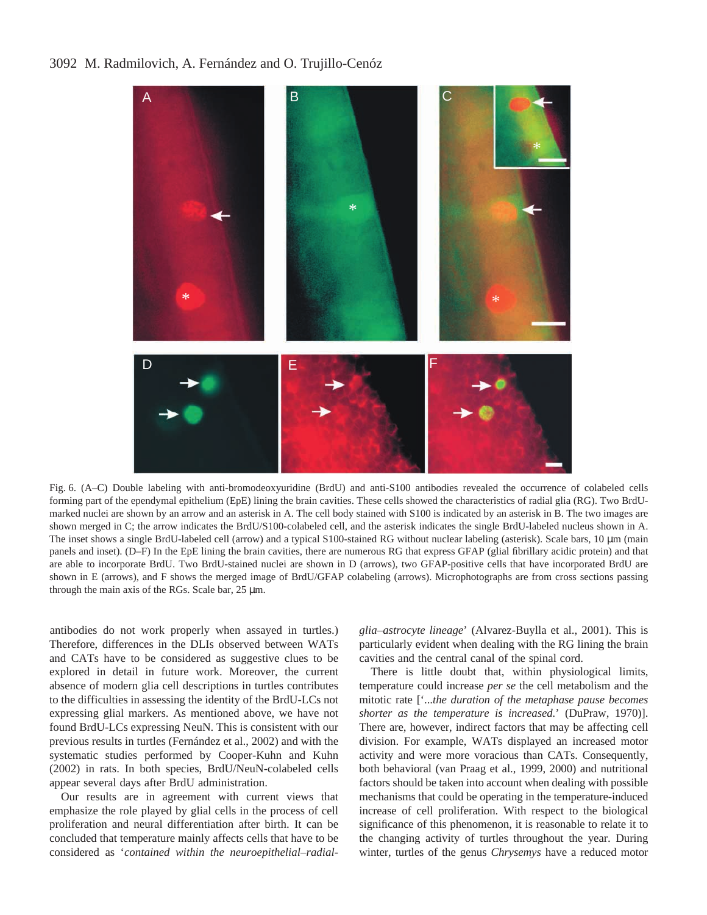Fig. 6. (A–C) Double labeling with anti-bromodeoxyuridine (BrdU) and anti-S100 antibodies revealed the occurrence of colabeled cells forming part of the ependymal epithelium (EpE) lining the brain cavities. These cells showed the characteristics of radial glia (RG). Two BrdU-marked nuclei are shown by an arrow and an asterisk in A. The cell body stained with S100 is indicated by an asterisk in B. The two images are shown merged in C; the arrow indicates the BrdU/S100-colabeled cell, and the asterisk indicates the single BrdU-labeled nucleus shown in A. The inset shows a single BrdU-labeled cell (arrow) and a typical S100-stained RG without nuclear labeling (asterisk). Scale bars, 10 μm (main panels and inset). (D–F) In the EpE lining the brain cavities, there are numerous RG that express GFAP (glial fibrillary acidic protein) and that are able to incorporate BrdU. Two BrdU-stained nuclei are shown in D (arrows), two GFAP-positive cells that have incorporated BrdU are shown in E (arrows), and F shows the merged image of BrdU/GFAP colabeling (arrows). Microphotographs are from cross sections passing through the main axis of the RGs. Scale bar, 25 μm.

antibodies do not work properly when assayed in turtles.) Therefore, differences in the DLIs observed between WATs and CATs have to be considered as suggestive clues to be explored in detail in future work. Moreover, the current absence of modern glia cell descriptions in turtles contributes to the difficulties in assessing the identity of the BrdU-LCs not expressing glial markers. As mentioned above, we have not found BrdU-LCs expressing NeuN. This is consistent with our previous results in turtles (Fernández et al., 2002) and with the systematic studies performed by Cooper-Kuhn and Kuhn (2002) in rats. In both species, BrdU/NeuN-colabeled cells appear several days after BrdU administration.

Our results are in agreement with current views that emphasize the role played by glial cells in the process of cell proliferation and neural differentiation after birth. It can be concluded that temperature mainly affects cells that have to be considered as '*contained within the neuroepithelial–radial-glia–astrocyte lineage*' (Alvarez-Buylla et al., 2001). This is particularly evident when dealing with the RG lining the brain cavities and the central canal of the spinal cord.

There is little doubt that, within physiological limits, temperature could increase *per se* the cell metabolism and the mitotic rate ['*...the duration of the metaphase pause becomes shorter as the temperature is increased.*' (DuPraw, 1970)]. There are, however, indirect factors that may be affecting cell division. For example, WATs displayed an increased motor activity and were more voracious than CATs. Consequently, both behavioral (van Praag et al., 1999, 2000) and nutritional factors should be taken into account when dealing with possible mechanisms that could be operating in the temperature-induced increase of cell proliferation. With respect to the biological significance of this phenomenon, it is reasonable to relate it to the changing activity of turtles throughout the year. During winter, turtles of the genus *Chrysemys* have a reduced motor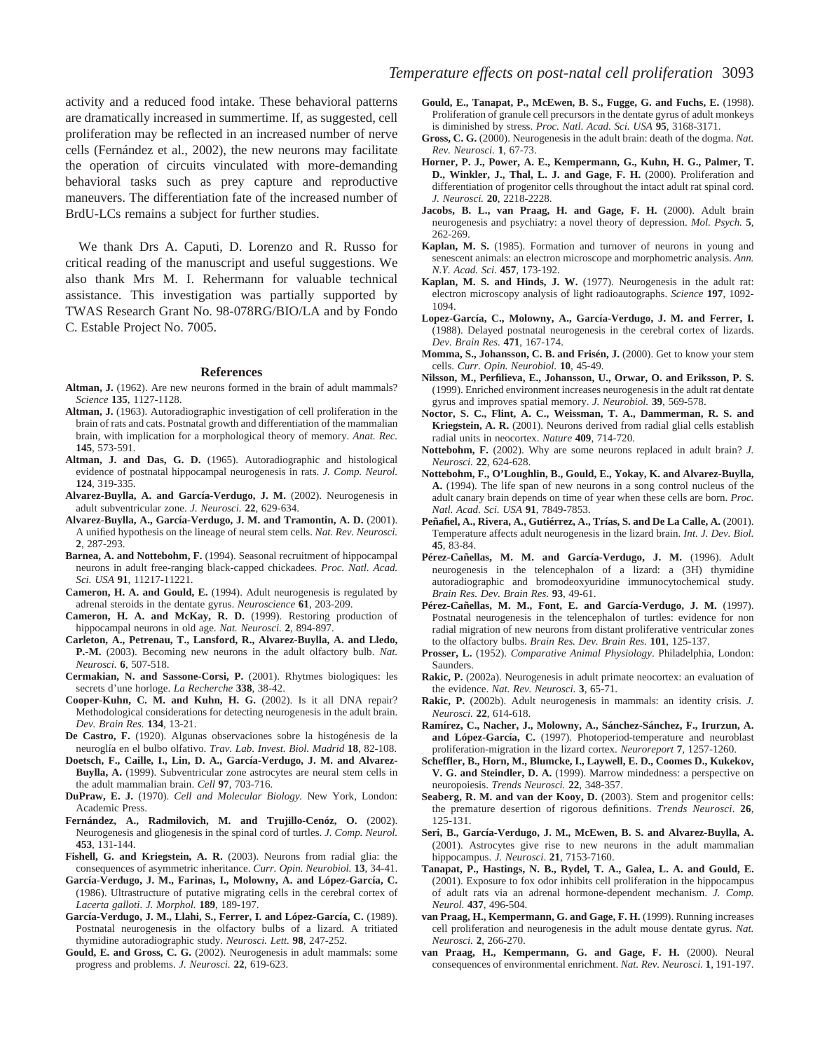activity and a reduced food intake. These behavioral patterns are dramatically increased in summertime. If, as suggested, cell proliferation may be reflected in an increased number of nerve cells (Fernández et al., 2002), the new neurons may facilitate the operation of circuits vinculated with more-demanding behavioral tasks such as prey capture and reproductive maneuvers. The differentiation fate of the increased number of BrdU-LCs remains a subject for further studies.

We thank Drs A. Caputi, D. Lorenzo and R. Russo for critical reading of the manuscript and useful suggestions. We also thank Mrs M. I. Rehermann for valuable technical assistance. This investigation was partially supported by TWAS Research Grant No. 98-078RG/BIO/LA and by Fondo C. Estable Project No. 7005.

## References

**Altman, J.** (1962). Are new neurons formed in the brain of adult mammals? *Science* **135**, 1127-1128.

**Altman, J.** (1963). Autoradiographic investigation of cell proliferation in the brain of rats and cats. Postnatal growth and differentiation of the mammalian brain, with implication for a morphological theory of memory. *Anat. Rec.* **145**, 573-591.

**Altman, J. and Das, G. D.** (1965). Autoradiographic and histological evidence of postnatal hippocampal neurogenesis in rats. *J. Comp. Neurol.* **124**, 319-335.

**Alvarez-Buylla, A. and García-Verdugo, J. M.** (2002). Neurogenesis in adult subventricular zone. *J. Neurosci.* **22**, 629-634.

**Alvarez-Buylla, A., García-Verdugo, J. M. and Tramontin, A. D.** (2001). A unified hypothesis on the lineage of neural stem cells. *Nat. Rev. Neurosci.* **2**, 287-293.

**Barnea, A. and Nottebohm, F.** (1994). Seasonal recruitment of hippocampal neurons in adult free-ranging black-capped chickadees. *Proc. Natl. Acad. Sci. USA* **91**, 11217-11221.

**Cameron, H. A. and Gould, E.** (1994). Adult neurogenesis is regulated by adrenal steroids in the dentate gyrus. *Neuroscience* **61**, 203-209.

**Cameron, H. A. and McKay, R. D.** (1999). Restoring production of hippocampal neurons in old age. *Nat. Neurosci.* **2**, 894-897.

**Carleton, A., Petrenau, T., Lansford, R., Alvarez-Buylla, A. and Lledo, P.-M.** (2003). Becoming new neurons in the adult olfactory bulb. *Nat. Neurosci.* **6**, 507-518.

**Cermakian, N. and Sassone-Corsi, P.** (2001). Rhytmes biologiques: les secrets d'une horloge. *La Recherche* **338**, 38-42.

**Cooper-Kuhn, C. M. and Kuhn, H. G.** (2002). Is it all DNA repair? Methodological considerations for detecting neurogenesis in the adult brain. *Dev. Brain Res.* **134**, 13-21.

**De Castro, F.** (1920). Algunas observaciones sobre la histogénesis de la neuroglía en el bulbo olfativo. *Trav. Lab. Invest. Biol. Madrid* **18**, 82-108.

**Doetsch, F., Caille, I., Lin, D. A., García-Verdugo, J. M. and Alvarez-Buylla, A.** (1999). Subventricular zone astrocytes are neural stem cells in the adult mammalian brain. *Cell* **97**, 703-716.

**DuPraw, E. J.** (1970). *Cell and Molecular Biology.* New York, London: Academic Press.

**Fernández, A., Radmilovich, M. and Trujillo-Cenóz, O.** (2002). Neurogenesis and gliogenesis in the spinal cord of turtles. *J. Comp. Neurol.* **453**, 131-144.

**Fishell, G. and Kriegstein, A. R.** (2003). Neurons from radial glia: the consequences of asymmetric inheritance. *Curr. Opin. Neurobiol.* **13**, 34-41.

**García-Verdugo, J. M., Farinas, I., Molowny, A. and López-García, C.** (1986). Ultrastructure of putative migrating cells in the cerebral cortex of *Lacerta galloti*. *J. Morphol.* **189**, 189-197.

**García-Verdugo, J. M., Llahi, S., Ferrer, I. and López-García, C.** (1989). Postnatal neurogenesis in the olfactory bulbs of a lizard. A tritiated thymidine autoradiographic study. *Neurosci. Lett.* **98**, 247-252.

**Gould, E. and Gross, C. G.** (2002). Neurogenesis in adult mammals: some progress and problems. *J. Neurosci.* **22**, 619-623.

**Gould, E., Tanapat, P., McEwen, B. S., Fugge, G. and Fuchs, E.** (1998). Proliferation of granule cell precursors in the dentate gyrus of adult monkeys is diminished by stress. *Proc. Natl. Acad. Sci. USA* **95**, 3168-3171.

**Gross, C. G.** (2000). Neurogenesis in the adult brain: death of the dogma. *Nat. Rev. Neurosci.* **1**, 67-73.

**Horner, P. J., Power, A. E., Kempermann, G., Kuhn, H. G., Palmer, T. D., Winkler, J., Thal, L. J. and Gage, F. H.** (2000). Proliferation and differentiation of progenitor cells throughout the intact adult rat spinal cord. *J. Neurosci.* **20**, 2218-2228.

**Jacobs, B. L., van Praag, H. and Gage, F. H.** (2000). Adult brain neurogenesis and psychiatry: a novel theory of depression. *Mol. Psych.* **5**, 262-269.

**Kaplan, M. S.** (1985). Formation and turnover of neurons in young and senescent animals: an electron microscope and morphometric analysis. *Ann. N.Y. Acad. Sci.* **457**, 173-192.

**Kaplan, M. S. and Hinds, J. W.** (1977). Neurogenesis in the adult rat: electron microscopy analysis of light radioautographs. *Science* **197**, 1092-1094.

**Lopez-García, C., Molowny, A., García-Verdugo, J. M. and Ferrer, I.** (1988). Delayed postnatal neurogenesis in the cerebral cortex of lizards. *Dev. Brain Res.* **471**, 167-174.

**Momma, S., Johansson, C. B. and Frisén, J.** (2000). Get to know your stem cells. *Curr. Opin. Neurobiol.* **10**, 45-49.

**Nilsson, M., Perfilieva, E., Johansson, U., Orwar, O. and Eriksson, P. S.** (1999). Enriched environment increases neurogenesis in the adult rat dentate gyrus and improves spatial memory. *J. Neurobiol.* **39**, 569-578.

**Noctor, S. C., Flint, A. C., Weissman, T. A., Dammerman, R. S. and Kriegstein, A. R.** (2001). Neurons derived from radial glial cells establish radial units in neocortex. *Nature* **409**, 714-720.

**Nottebohm, F.** (2002). Why are some neurons replaced in adult brain? *J. Neurosci.* **22**, 624-628.

**Nottebohm, F., O'Loughlin, B., Gould, E., Yokay, K. and Alvarez-Buylla, A.** (1994). The life span of new neurons in a song control nucleus of the adult canary brain depends on time of year when these cells are born. *Proc. Natl. Acad. Sci. USA* **91**, 7849-7853.

**Peñafiel, A., Rivera, A., Gutiérrez, A., Trías, S. and De La Calle, A.** (2001). Temperature affects adult neurogenesis in the lizard brain. *Int. J. Dev. Biol.* **45**, 83-84.

**Pérez-Cañellas, M. M. and García-Verdugo, J. M.** (1996). Adult neurogenesis in the telencephalon of a lizard: a (3H) thymidine autoradiographic and bromodeoxyuridine immunocytochemical study. *Brain Res. Dev. Brain Res.* **93**, 49-61.

**Pérez-Cañellas, M. M., Font, E. and García-Verdugo, J. M.** (1997). Postnatal neurogenesis in the telencephalon of turtles: evidence for non radial migration of new neurons from distant proliferative ventricular zones to the olfactory bulbs. *Brain Res. Dev. Brain Res.* **101**, 125-137.

**Prosser, L.** (1952). *Comparative Animal Physiology*. Philadelphia, London: Saunders.

**Rakic, P.** (2002a). Neurogenesis in adult primate neocortex: an evaluation of the evidence. *Nat. Rev. Neurosci.* **3**, 65-71.

**Rakic, P.** (2002b). Adult neurogenesis in mammals: an identity crisis. *J. Neurosci.* **22**, 614-618.

**Ramírez, C., Nacher, J., Molowny, A., Sánchez-Sánchez, F., Irurzun, A. and López-García, C.** (1997). Photoperiod-temperature and neuroblast proliferation-migration in the lizard cortex. *Neuroreport* **7**, 1257-1260.

**Scheffler, B., Horn, M., Blumcke, I., Laywell, E. D., Coomes D., Kukekov, V. G. and Steindler, D. A.** (1999). Marrow mindedness: a perspective on neuropoiesis. *Trends Neurosci.* **22**, 348-357.

**Seaberg, R. M. and van der Kooy, D.** (2003). Stem and progenitor cells: the premature desertion of rigorous definitions. *Trends Neurosci*. **26**, 125-131.

**Seri, B., García-Verdugo, J. M., McEwen, B. S. and Alvarez-Buylla, A.** (2001). Astrocytes give rise to new neurons in the adult mammalian hippocampus. *J. Neurosci*. **21**, 7153-7160.

**Tanapat, P., Hastings, N. B., Rydel, T. A., Galea, L. A. and Gould, E.** (2001). Exposure to fox odor inhibits cell proliferation in the hippocampus of adult rats via an adrenal hormone-dependent mechanism. *J. Comp. Neurol.* **437**, 496-504.

**van Praag, H., Kempermann, G. and Gage, F. H.** (1999). Running increases cell proliferation and neurogenesis in the adult mouse dentate gyrus. *Nat. Neurosci.* **2**, 266-270.

**van Praag, H., Kempermann, G. and Gage, F. H.** (2000). Neural consequences of environmental enrichment. *Nat. Rev. Neurosci.* **1**, 191-197.